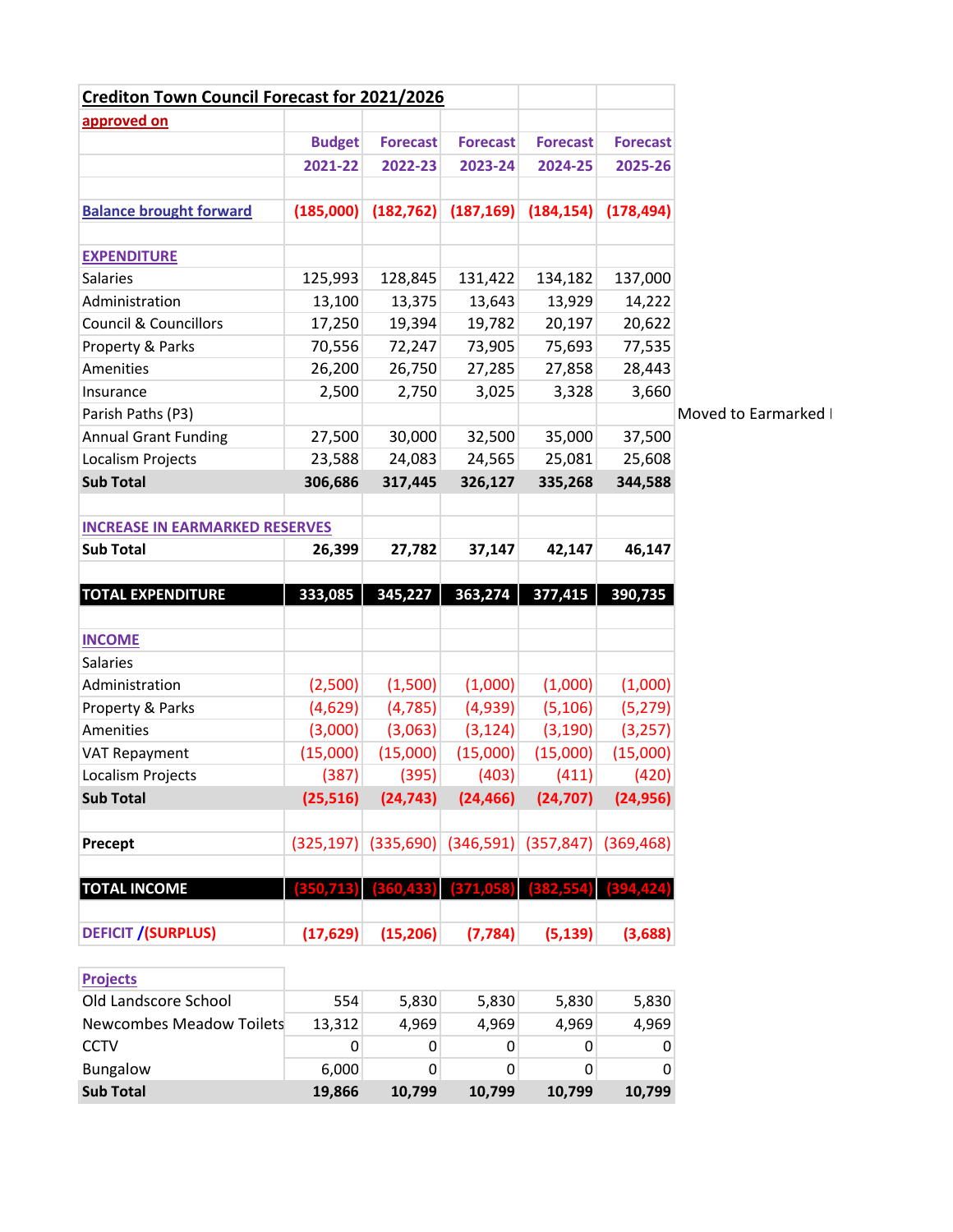| Crediton Town Council Forecast for 2021/2026 | | | | | | |
|---|---|---|---|---|---|---|
| approved on | | | | | | |
| | Budget | Forecast | Forecast | Forecast | Forecast | |
| | 2021-22 | 2022-23 | 2023-24 | 2024-25 | 2025-26 | |
| | | | | | | |
| Balance brought forward | (185,000) | (182,762) | (187,169) | (184,154) | (178,494) | |
| | | | | | | |
| EXPENDITURE | | | | | | |
| Salaries | 125,993 | 128,845 | 131,422 | 134,182 | 137,000 | |
| Administration | 13,100 | 13,375 | 13,643 | 13,929 | 14,222 | |
| Council & Councillors | 17,250 | 19,394 | 19,782 | 20,197 | 20,622 | |
| Property & Parks | 70,556 | 72,247 | 73,905 | 75,693 | 77,535 | |
| Amenities | 26,200 | 26,750 | 27,285 | 27,858 | 28,443 | |
| Insurance | 2,500 | 2,750 | 3,025 | 3,328 | 3,660 | |
| Parish Paths (P3) | | | | | | Moved to Earmarked I |
| Annual Grant Funding | 27,500 | 30,000 | 32,500 | 35,000 | 37,500 | |
| Localism Projects | 23,588 | 24,083 | 24,565 | 25,081 | 25,608 | |
| **Sub Total** | **306,686** | **317,445** | **326,127** | **335,268** | **344,588** | |
| | | | | | | |
| INCREASE IN EARMARKED RESERVES | | | | | | |
| **Sub Total** | **26,399** | **27,782** | **37,147** | **42,147** | **46,147** | |
| | | | | | | |
| **TOTAL EXPENDITURE** | **333,085** | **345,227** | **363,274** | **377,415** | **390,735** | |
| | | | | | | |
| INCOME | | | | | | |
| Salaries | | | | | | |
| Administration | (2,500) | (1,500) | (1,000) | (1,000) | (1,000) | |
| Property & Parks | (4,629) | (4,785) | (4,939) | (5,106) | (5,279) | |
| Amenities | (3,000) | (3,063) | (3,124) | (3,190) | (3,257) | |
| VAT Repayment | (15,000) | (15,000) | (15,000) | (15,000) | (15,000) | |
| Localism Projects | (387) | (395) | (403) | (411) | (420) | |
| **Sub Total** | **(25,516)** | **(24,743)** | **(24,466)** | **(24,707)** | **(24,956)** | |
| | | | | | | |
| **Precept** | (325,197) | (335,690) | (346,591) | (357,847) | (369,468) | |
| | | | | | | |
| **TOTAL INCOME** | **(350,713)** | **(360,433)** | **(371,058)** | **(382,554)** | **(394,424)** | |
| | | | | | | |
| DEFICIT /(SURPLUS) | (17,629) | (15,206) | (7,784) | (5,139) | (3,688) | |

| Projects | | | | | |
|---|---|---|---|---|---|
| Old Landscore School | 554 | 5,830 | 5,830 | 5,830 | 5,830 |
| Newcombes Meadow Toilets | 13,312 | 4,969 | 4,969 | 4,969 | 4,969 |
| CCTV | 0 | 0 | 0 | 0 | 0 |
| Bungalow | 6,000 | 0 | 0 | 0 | 0 |
| **Sub Total** | **19,866** | **10,799** | **10,799** | **10,799** | **10,799** |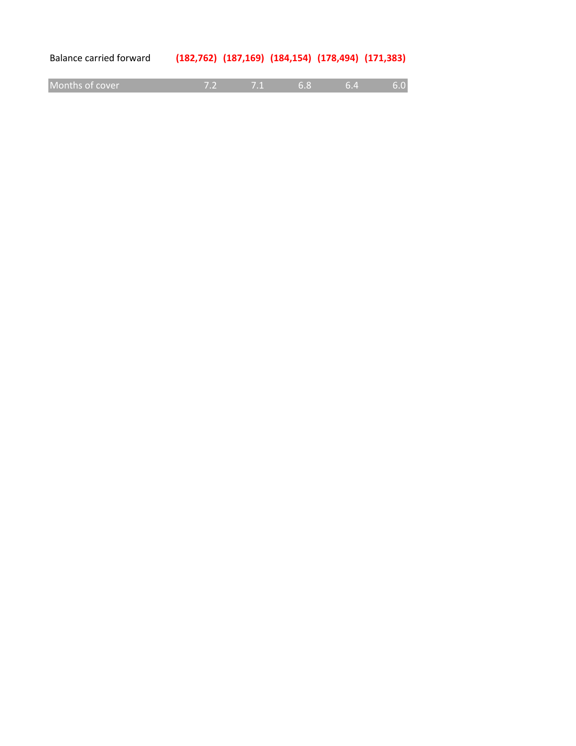| | | | | | |
|---|---|---|---|---|---|
| Balance carried forward | **(182,762)** | **(187,169)** | **(184,154)** | **(178,494)** | **(171,383)** |
| Months of cover | 7.2 | 7.1 | 6.8 | 6.4 | 6.0 |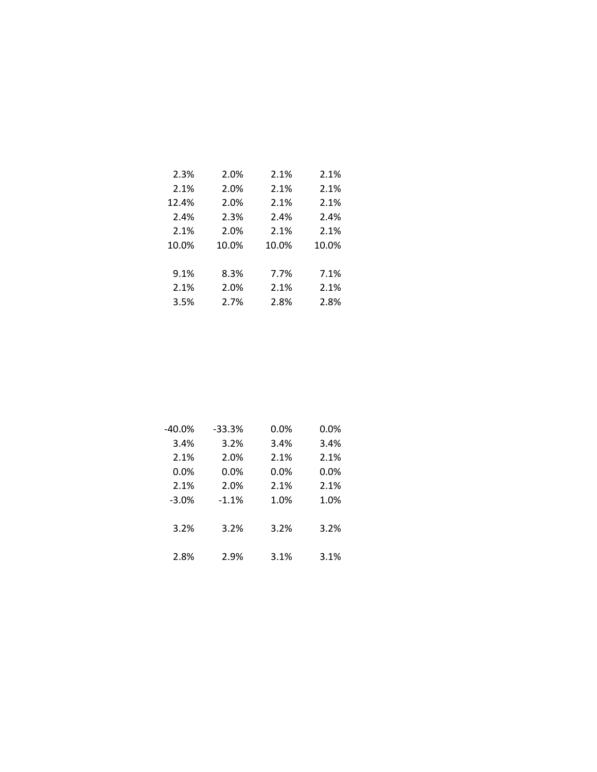| | | | |
|---|---|---|---|
| 2.3% | 2.0% | 2.1% | 2.1% |
| 2.1% | 2.0% | 2.1% | 2.1% |
| 12.4% | 2.0% | 2.1% | 2.1% |
| 2.4% | 2.3% | 2.4% | 2.4% |
| 2.1% | 2.0% | 2.1% | 2.1% |
| 10.0% | 10.0% | 10.0% | 10.0% |
| | | | |
| 9.1% | 8.3% | 7.7% | 7.1% |
| 2.1% | 2.0% | 2.1% | 2.1% |
| 3.5% | 2.7% | 2.8% | 2.8% |

| | | | |
|---|---|---|---|
| -40.0% | -33.3% | 0.0% | 0.0% |
| 3.4% | 3.2% | 3.4% | 3.4% |
| 2.1% | 2.0% | 2.1% | 2.1% |
| 0.0% | 0.0% | 0.0% | 0.0% |
| 2.1% | 2.0% | 2.1% | 2.1% |
| -3.0% | -1.1% | 1.0% | 1.0% |
| | | | |
| 3.2% | 3.2% | 3.2% | 3.2% |
| | | | |
| 2.8% | 2.9% | 3.1% | 3.1% |